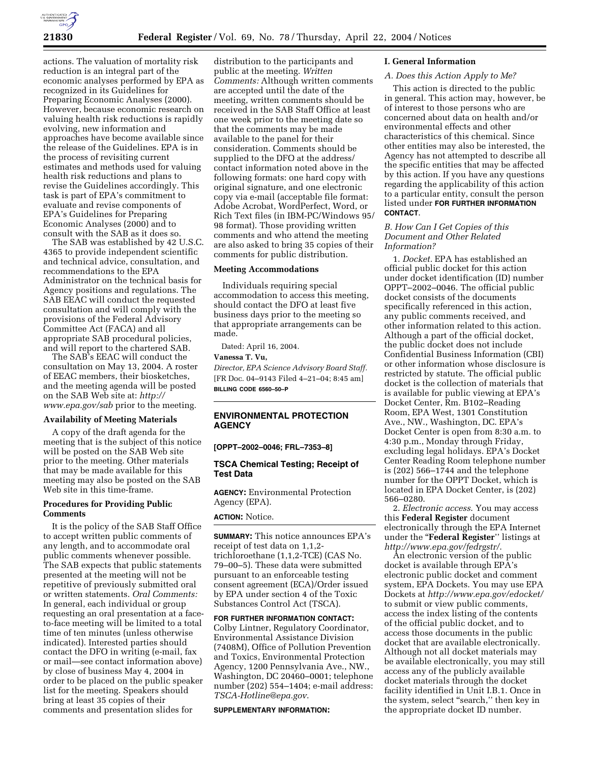actions. The valuation of mortality risk reduction is an integral part of the economic analyses performed by EPA as recognized in its Guidelines for Preparing Economic Analyses (2000). However, because economic research on valuing health risk reductions is rapidly evolving, new information and approaches have become available since the release of the Guidelines. EPA is in the process of revisiting current estimates and methods used for valuing health risk reductions and plans to revise the Guidelines accordingly. This task is part of EPA's commitment to evaluate and revise components of EPA's Guidelines for Preparing Economic Analyses (2000) and to consult with the SAB as it does so.

The SAB was established by 42 U.S.C. 4365 to provide independent scientific and technical advice, consultation, and recommendations to the EPA Administrator on the technical basis for Agency positions and regulations. The SAB EEAC will conduct the requested consultation and will comply with the provisions of the Federal Advisory Committee Act (FACA) and all appropriate SAB procedural policies, and will report to the chartered SAB.

The SAB's EEAC will conduct the consultation on May 13, 2004. A roster of EEAC members, their biosketches, and the meeting agenda will be posted on the SAB Web site at: *http://www.epa.gov/sab* prior to the meeting.

**Availability of Meeting Materials**

A copy of the draft agenda for the meeting that is the subject of this notice will be posted on the SAB Web site prior to the meeting. Other materials that may be made available for this meeting may also be posted on the SAB Web site in this time-frame.

**Procedures for Providing Public Comments**

It is the policy of the SAB Staff Office to accept written public comments of any length, and to accommodate oral public comments whenever possible. The SAB expects that public statements presented at the meeting will not be repetitive of previously submitted oral or written statements. *Oral Comments:* In general, each individual or group requesting an oral presentation at a face-to-face meeting will be limited to a total time of ten minutes (unless otherwise indicated). Interested parties should contact the DFO in writing (e-mail, fax or mail—see contact information above) by close of business May 4, 2004 in order to be placed on the public speaker list for the meeting. Speakers should bring at least 35 copies of their comments and presentation slides for distribution to the participants and public at the meeting. *Written Comments:* Although written comments are accepted until the date of the meeting, written comments should be received in the SAB Staff Office at least one week prior to the meeting date so that the comments may be made available to the panel for their consideration. Comments should be supplied to the DFO at the address/contact information noted above in the following formats: one hard copy with original signature, and one electronic copy via e-mail (acceptable file format: Adobe Acrobat, WordPerfect, Word, or Rich Text files (in IBM-PC/Windows 95/98 format). Those providing written comments and who attend the meeting are also asked to bring 35 copies of their comments for public distribution.

**Meeting Accommodations**

Individuals requiring special accommodation to access this meeting, should contact the DFO at least five business days prior to the meeting so that appropriate arrangements can be made.

Dated: April 16, 2004.

**Vanessa T. Vu,**

*Director, EPA Science Advisory Board Staff.*

[FR Doc. 04–9143 Filed 4–21–04; 8:45 am]

**BILLING CODE 6560–50–P**

---

## ENVIRONMENTAL PROTECTION AGENCY

**[OPPT–2002–0046; FRL–7353–8]**

### TSCA Chemical Testing; Receipt of Test Data

**AGENCY:** Environmental Protection Agency (EPA).

**ACTION:** Notice.

**SUMMARY:** This notice announces EPA's receipt of test data on 1,1,2-trichloroethane (1,1,2-TCE) (CAS No. 79–00–5). These data were submitted pursuant to an enforceable testing consent agreement (ECA)/Order issued by EPA under section 4 of the Toxic Substances Control Act (TSCA).

**FOR FURTHER INFORMATION CONTACT:** Colby Lintner, Regulatory Coordinator, Environmental Assistance Division (7408M), Office of Pollution Prevention and Toxics, Environmental Protection Agency, 1200 Pennsylvania Ave., NW., Washington, DC 20460–0001; telephone number (202) 554–1404; e-mail address: *TSCA-Hotline@epa.gov*.

**SUPPLEMENTARY INFORMATION:**

#### I. General Information

*A. Does this Action Apply to Me?*

This action is directed to the public in general. This action may, however, be of interest to those persons who are concerned about data on health and/or environmental effects and other characteristics of this chemical. Since other entities may also be interested, the Agency has not attempted to describe all the specific entities that may be affected by this action. If you have any questions regarding the applicability of this action to a particular entity, consult the person listed under **FOR FURTHER INFORMATION CONTACT**.

*B. How Can I Get Copies of this Document and Other Related Information?*

1. *Docket.* EPA has established an official public docket for this action under docket identification (ID) number OPPT–2002–0046. The official public docket consists of the documents specifically referenced in this action, any public comments received, and other information related to this action. Although a part of the official docket, the public docket does not include Confidential Business Information (CBI) or other information whose disclosure is restricted by statute. The official public docket is the collection of materials that is available for public viewing at EPA's Docket Center, Rm. B102–Reading Room, EPA West, 1301 Constitution Ave., NW., Washington, DC. EPA's Docket Center is open from 8:30 a.m. to 4:30 p.m., Monday through Friday, excluding legal holidays. EPA's Docket Center Reading Room telephone number is (202) 566–1744 and the telephone number for the OPPT Docket, which is located in EPA Docket Center, is (202) 566–0280.

2. *Electronic access.* You may access this **Federal Register** document electronically through the EPA Internet under the "**Federal Register**" listings at *http://www.epa.gov/fedrgstr/*.

An electronic version of the public docket is available through EPA's electronic public docket and comment system, EPA Dockets. You may use EPA Dockets at *http://www.epa.gov/edocket/* to submit or view public comments, access the index listing of the contents of the official public docket, and to access those documents in the public docket that are available electronically. Although not all docket materials may be available electronically, you may still access any of the publicly available docket materials through the docket facility identified in Unit I.B.1. Once in the system, select "search," then key in the appropriate docket ID number.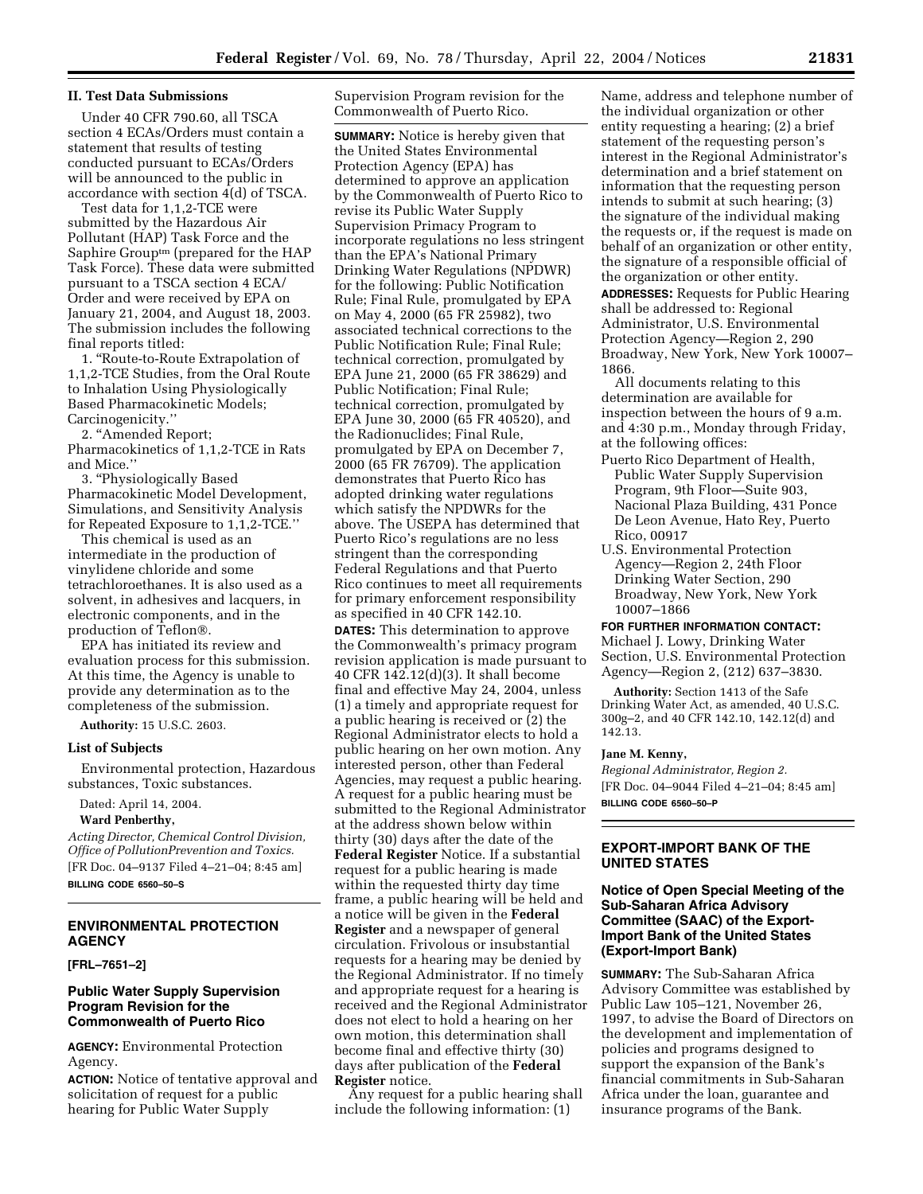## II. Test Data Submissions

Under 40 CFR 790.60, all TSCA section 4 ECAs/Orders must contain a statement that results of testing conducted pursuant to ECAs/Orders will be announced to the public in accordance with section 4(d) of TSCA.

Test data for 1,1,2-TCE were submitted by the Hazardous Air Pollutant (HAP) Task Force and the Saphire Group[tm] (prepared for the HAP Task Force). These data were submitted pursuant to a TSCA section 4 ECA/Order and were received by EPA on January 21, 2004, and August 18, 2003. The submission includes the following final reports titled:

1. ''Route-to-Route Extrapolation of 1,1,2-TCE Studies, from the Oral Route to Inhalation Using Physiologically Based Pharmacokinetic Models; Carcinogenicity.''

2. ''Amended Report; Pharmacokinetics of 1,1,2-TCE in Rats and Mice.''

3. ''Physiologically Based Pharmacokinetic Model Development, Simulations, and Sensitivity Analysis for Repeated Exposure to 1,1,2-TCE.''

This chemical is used as an intermediate in the production of vinylidene chloride and some tetrachloroethanes. It is also used as a solvent, in adhesives and lacquers, in electronic components, and in the production of Teflon®.

EPA has initiated its review and evaluation process for this submission. At this time, the Agency is unable to provide any determination as to the completeness of the submission.

**Authority:** 15 U.S.C. 2603.

### List of Subjects

Environmental protection, Hazardous substances, Toxic substances.

Dated: April 14, 2004.

**Ward Penberthy,**

*Acting Director, Chemical Control Division, Office of PollutionPrevention and Toxics.*

[FR Doc. 04–9137 Filed 4–21–04; 8:45 am]

**BILLING CODE 6560–50–S**

## ENVIRONMENTAL PROTECTION AGENCY

**[FRL–7651–2]**

### Public Water Supply Supervision Program Revision for the Commonwealth of Puerto Rico

**AGENCY:** Environmental Protection Agency.

**ACTION:** Notice of tentative approval and solicitation of request for a public hearing for Public Water Supply Supervision Program revision for the Commonwealth of Puerto Rico.

**SUMMARY:** Notice is hereby given that the United States Environmental Protection Agency (EPA) has determined to approve an application by the Commonwealth of Puerto Rico to revise its Public Water Supply Supervision Primacy Program to incorporate regulations no less stringent than the EPA's National Primary Drinking Water Regulations (NPDWR) for the following: Public Notification Rule; Final Rule, promulgated by EPA on May 4, 2000 (65 FR 25982), two associated technical corrections to the Public Notification Rule; Final Rule; technical correction, promulgated by EPA June 21, 2000 (65 FR 38629) and Public Notification; Final Rule; technical correction, promulgated by EPA June 30, 2000 (65 FR 40520), and the Radionuclides; Final Rule, promulgated by EPA on December 7, 2000 (65 FR 76709). The application demonstrates that Puerto Rico has adopted drinking water regulations which satisfy the NPDWRs for the above. The USEPA has determined that Puerto Rico's regulations are no less stringent than the corresponding Federal Regulations and that Puerto Rico continues to meet all requirements for primary enforcement responsibility as specified in 40 CFR 142.10.

**DATES:** This determination to approve the Commonwealth's primacy program revision application is made pursuant to 40 CFR 142.12(d)(3). It shall become final and effective May 24, 2004, unless (1) a timely and appropriate request for a public hearing is received or (2) the Regional Administrator elects to hold a public hearing on her own motion. Any interested person, other than Federal Agencies, may request a public hearing. A request for a public hearing must be submitted to the Regional Administrator at the address shown below within thirty (30) days after the date of the **Federal Register** Notice. If a substantial request for a public hearing is made within the requested thirty day time frame, a public hearing will be held and a notice will be given in the **Federal Register** and a newspaper of general circulation. Frivolous or insubstantial requests for a hearing may be denied by the Regional Administrator. If no timely and appropriate request for a hearing is received and the Regional Administrator does not elect to hold a hearing on her own motion, this determination shall become final and effective thirty (30) days after publication of the **Federal Register** notice.

Any request for a public hearing shall include the following information: (1) Name, address and telephone number of the individual organization or other entity requesting a hearing; (2) a brief statement of the requesting person's interest in the Regional Administrator's determination and a brief statement on information that the requesting person intends to submit at such hearing; (3) the signature of the individual making the requests or, if the request is made on behalf of an organization or other entity, the signature of a responsible official of the organization or other entity.

**ADDRESSES:** Requests for Public Hearing shall be addressed to: Regional Administrator, U.S. Environmental Protection Agency—Region 2, 290 Broadway, New York, New York 10007–1866.

All documents relating to this determination are available for inspection between the hours of 9 a.m. and 4:30 p.m., Monday through Friday, at the following offices:

Puerto Rico Department of Health, Public Water Supply Supervision Program, 9th Floor—Suite 903, Nacional Plaza Building, 431 Ponce De Leon Avenue, Hato Rey, Puerto Rico, 00917

U.S. Environmental Protection Agency—Region 2, 24th Floor Drinking Water Section, 290 Broadway, New York, New York 10007–1866

**FOR FURTHER INFORMATION CONTACT:** Michael J. Lowy, Drinking Water Section, U.S. Environmental Protection Agency—Region 2, (212) 637–3830.

**Authority:** Section 1413 of the Safe Drinking Water Act, as amended, 40 U.S.C. 300g–2, and 40 CFR 142.10, 142.12(d) and 142.13.

**Jane M. Kenny,**

*Regional Administrator, Region 2.*

[FR Doc. 04–9044 Filed 4–21–04; 8:45 am]

**BILLING CODE 6560–50–P**

## EXPORT-IMPORT BANK OF THE UNITED STATES

### Notice of Open Special Meeting of the Sub-Saharan Africa Advisory Committee (SAAC) of the Export-Import Bank of the United States (Export-Import Bank)

**SUMMARY:** The Sub-Saharan Africa Advisory Committee was established by Public Law 105–121, November 26, 1997, to advise the Board of Directors on the development and implementation of policies and programs designed to support the expansion of the Bank's financial commitments in Sub-Saharan Africa under the loan, guarantee and insurance programs of the Bank.